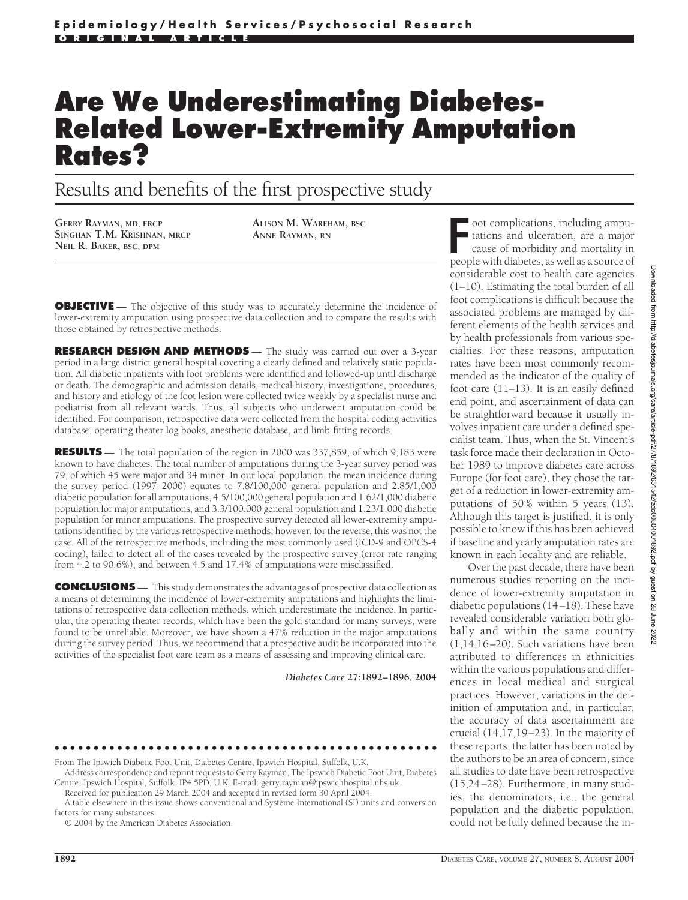Epidemiology/Health Services/Psychosocial Research

ORIGINAL ARTICLE

# Are We Underestimating Diabetes-Related Lower-Extremity Amputation Rates?

## Results and benefits of the first prospective study

GERRY RAYMAN, MD, FRCP
SINGHAN T.M. KRISHNAN, MRCP
NEIL R. BAKER, BSC, DPM
ALISON M. WAREHAM, BSC
ANNE RAYMAN, RN

**OBJECTIVE** — The objective of this study was to accurately determine the incidence of lower-extremity amputation using prospective data collection and to compare the results with those obtained by retrospective methods.

**RESEARCH DESIGN AND METHODS** — The study was carried out over a 3-year period in a large district general hospital covering a clearly defined and relatively static population. All diabetic inpatients with foot problems were identified and followed-up until discharge or death. The demographic and admission details, medical history, investigations, procedures, and history and etiology of the foot lesion were collected twice weekly by a specialist nurse and podiatrist from all relevant wards. Thus, all subjects who underwent amputation could be identified. For comparison, retrospective data were collected from the hospital coding activities database, operating theater log books, anesthetic database, and limb-fitting records.

**RESULTS** — The total population of the region in 2000 was 337,859, of which 9,183 were known to have diabetes. The total number of amputations during the 3-year survey period was 79, of which 45 were major and 34 minor. In our local population, the mean incidence during the survey period (1997–2000) equates to 7.8/100,000 general population and 2.85/1,000 diabetic population for all amputations, 4.5/100,000 general population and 1.62/1,000 diabetic population for major amputations, and 3.3/100,000 general population and 1.23/1,000 diabetic population for minor amputations. The prospective survey detected all lower-extremity amputations identified by the various retrospective methods; however, for the reverse, this was not the case. All of the retrospective methods, including the most commonly used (ICD-9 and OPCS-4 coding), failed to detect all of the cases revealed by the prospective survey (error rate ranging from 4.2 to 90.6%), and between 4.5 and 17.4% of amputations were misclassified.

**CONCLUSIONS** — This study demonstrates the advantages of prospective data collection as a means of determining the incidence of lower-extremity amputations and highlights the limitations of retrospective data collection methods, which underestimate the incidence. In particular, the operating theater records, which have been the gold standard for many surveys, were found to be unreliable. Moreover, we have shown a 47% reduction in the major amputations during the survey period. Thus, we recommend that a prospective audit be incorporated into the activities of the specialist foot care team as a means of assessing and improving clinical care.

*Diabetes Care* **27:1892–1896, 2004**

From The Ipswich Diabetic Foot Unit, Diabetes Centre, Ipswich Hospital, Suffolk, U.K.

Address correspondence and reprint requests to Gerry Rayman, The Ipswich Diabetic Foot Unit, Diabetes Centre, Ipswich Hospital, Suffolk, IP4 5PD, U.K. E-mail: gerry.rayman@ipswichhospital.nhs.uk.

Received for publication 29 March 2004 and accepted in revised form 30 April 2004.

A table elsewhere in this issue shows conventional and Système International (SI) units and conversion factors for many substances.

© 2004 by the American Diabetes Association.

Foot complications, including amputations and ulceration, are a major cause of morbidity and mortality in people with diabetes, as well as a source of considerable cost to health care agencies (1–10). Estimating the total burden of all foot complications is difficult because the associated problems are managed by different elements of the health services and by health professionals from various specialties. For these reasons, amputation rates have been most commonly recommended as the indicator of the quality of foot care (11–13). It is an easily defined end point, and ascertainment of data can be straightforward because it usually involves inpatient care under a defined specialist team. Thus, when the St. Vincent's task force made their declaration in October 1989 to improve diabetes care across Europe (for foot care), they chose the target of a reduction in lower-extremity amputations of 50% within 5 years (13). Although this target is justified, it is only possible to know if this has been achieved if baseline and yearly amputation rates are known in each locality and are reliable.

Over the past decade, there have been numerous studies reporting on the incidence of lower-extremity amputation in diabetic populations (14–18). These have revealed considerable variation both globally and within the same country (1,14,16–20). Such variations have been attributed to differences in ethnicities within the various populations and differences in local medical and surgical practices. However, variations in the definition of amputation and, in particular, the accuracy of data ascertainment are crucial (14,17,19–23). In the majority of these reports, the latter has been noted by the authors to be an area of concern, since all studies to date have been retrospective (15,24–28). Furthermore, in many studies, the denominators, i.e., the general population and the diabetic population, could not be fully defined because the in-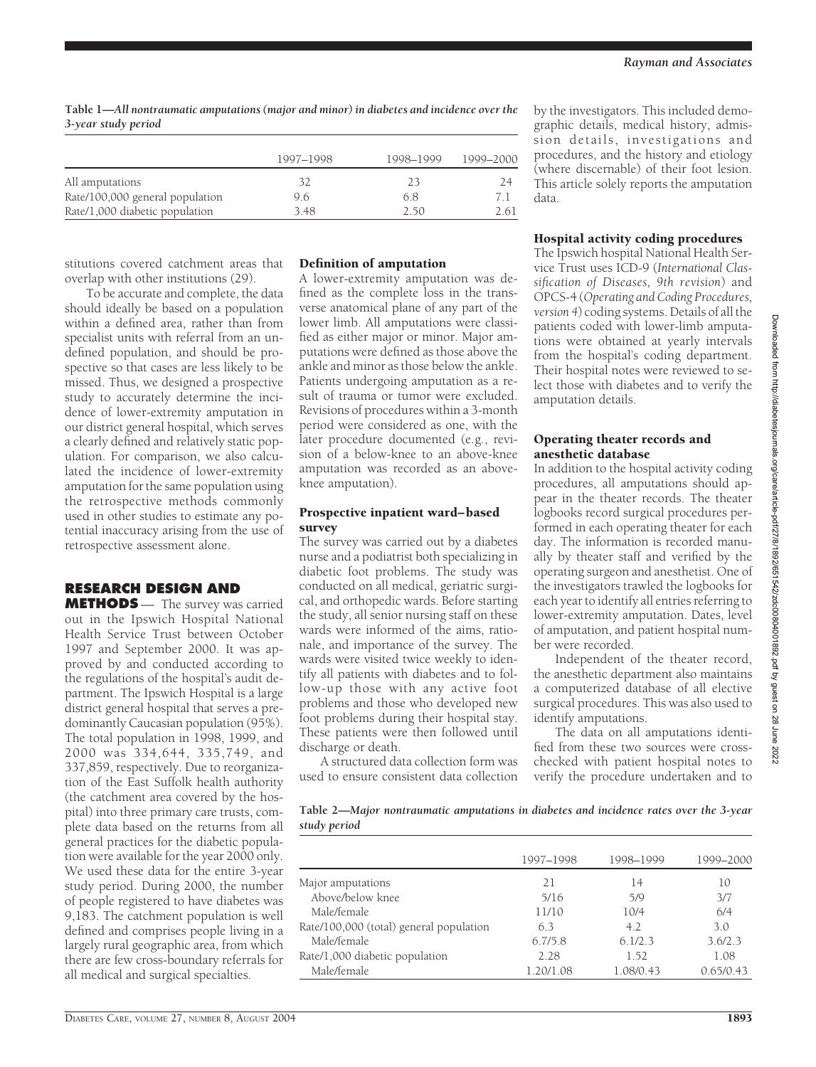**Table 1—All nontraumatic amputations (major and minor) in diabetes and incidence over the 3-year study period**

| | 1997–1998 | 1998–1999 | 1999–2000 |
|---|---|---|---|
| All amputations | 32 | 23 | 24 |
| Rate/100,000 general population | 9.6 | 6.8 | 7.1 |
| Rate/1,000 diabetic population | 3.48 | 2.50 | 2.61 |

stitutions covered catchment areas that overlap with other institutions (29).

To be accurate and complete, the data should ideally be based on a population within a defined area, rather than from specialist units with referral from an undefined population, and should be prospective so that cases are less likely to be missed. Thus, we designed a prospective study to accurately determine the incidence of lower-extremity amputation in our district general hospital, which serves a clearly defined and relatively static population. For comparison, we also calculated the incidence of lower-extremity amputation for the same population using the retrospective methods commonly used in other studies to estimate any potential inaccuracy arising from the use of retrospective assessment alone.

## RESEARCH DESIGN AND METHODS

The survey was carried out in the Ipswich Hospital National Health Service Trust between October 1997 and September 2000. It was approved by and conducted according to the regulations of the hospital's audit department. The Ipswich Hospital is a large district general hospital that serves a predominantly Caucasian population (95%). The total population in 1998, 1999, and 2000 was 334,644, 335,749, and 337,859, respectively. Due to reorganization of the East Suffolk health authority (the catchment area covered by the hospital) into three primary care trusts, complete data based on the returns from all general practices for the diabetic population were available for the year 2000 only. We used these data for the entire 3-year study period. During 2000, the number of people registered to have diabetes was 9,183. The catchment population is well defined and comprises people living in a largely rural geographic area, from which there are few cross-boundary referrals for all medical and surgical specialties.

### Definition of amputation

A lower-extremity amputation was defined as the complete loss in the transverse anatomical plane of any part of the lower limb. All amputations were classified as either major or minor. Major amputations were defined as those above the ankle and minor as those below the ankle. Patients undergoing amputation as a result of trauma or tumor were excluded. Revisions of procedures within a 3-month period were considered as one, with the later procedure documented (e.g., revision of a below-knee to an above-knee amputation was recorded as an above-knee amputation).

### Prospective inpatient ward–based survey

The survey was carried out by a diabetes nurse and a podiatrist both specializing in diabetic foot problems. The study was conducted on all medical, geriatric surgical, and orthopedic wards. Before starting the study, all senior nursing staff on these wards were informed of the aims, rationale, and importance of the survey. The wards were visited twice weekly to identify all patients with diabetes and to follow-up those with any active foot problems and those who developed new foot problems during their hospital stay. These patients were then followed until discharge or death.

A structured data collection form was used to ensure consistent data collection by the investigators. This included demographic details, medical history, admission details, investigations and procedures, and the history and etiology (where discernable) of their foot lesion. This article solely reports the amputation data.

### Hospital activity coding procedures

The Ipswich hospital National Health Service Trust uses ICD-9 (*International Classification of Diseases, 9th revision*) and OPCS-4 (*Operating and Coding Procedures, version 4*) coding systems. Details of all the patients coded with lower-limb amputations were obtained at yearly intervals from the hospital's coding department. Their hospital notes were reviewed to select those with diabetes and to verify the amputation details.

### Operating theater records and anesthetic database

In addition to the hospital activity coding procedures, all amputations should appear in the theater records. The theater logbooks record surgical procedures performed in each operating theater for each day. The information is recorded manually by theater staff and verified by the operating surgeon and anesthetist. One of the investigators trawled the logbooks for each year to identify all entries referring to lower-extremity amputation. Dates, level of amputation, and patient hospital number were recorded.

Independent of the theater record, the anesthetic department also maintains a computerized database of all elective surgical procedures. This was also used to identify amputations.

The data on all amputations identified from these two sources were cross-checked with patient hospital notes to verify the procedure undertaken and to

**Table 2—Major nontraumatic amputations in diabetes and incidence rates over the 3-year study period**

| | 1997–1998 | 1998–1999 | 1999–2000 |
|---|---|---|---|
| Major amputations | 21 | 14 | 10 |
| Above/below knee | 5/16 | 5/9 | 3/7 |
| Male/female | 11/10 | 10/4 | 6/4 |
| Rate/100,000 (total) general population | 6.3 | 4.2 | 3.0 |
| Male/female | 6.7/5.8 | 6.1/2.3 | 3.6/2.3 |
| Rate/1,000 diabetic population | 2.28 | 1.52 | 1.08 |
| Male/female | 1.20/1.08 | 1.08/0.43 | 0.65/0.43 |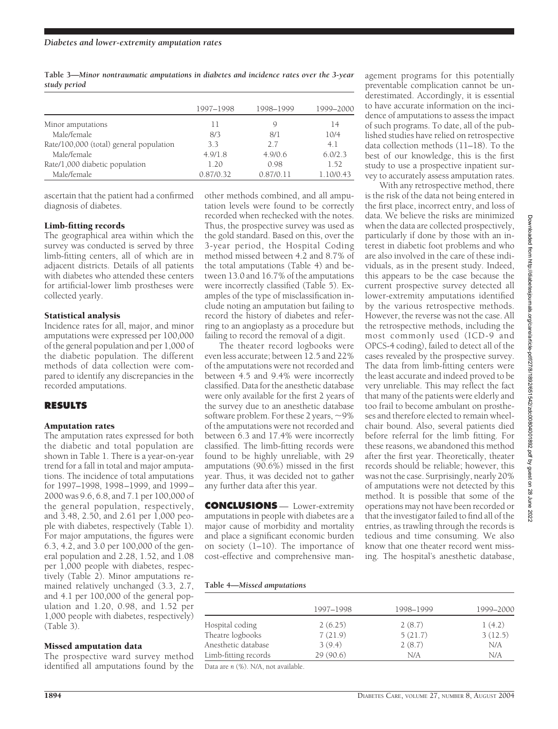**Table 3—Minor nontraumatic amputations in diabetes and incidence rates over the 3-year study period**

| | 1997–1998 | 1998–1999 | 1999–2000 |
|---|---|---|---|
| Minor amputations | 11 | 9 | 14 |
| Male/female | 8/3 | 8/1 | 10/4 |
| Rate/100,000 (total) general population | 3.3 | 2.7 | 4.1 |
| Male/female | 4.9/1.8 | 4.9/0.6 | 6.0/2.3 |
| Rate/1,000 diabetic population | 1.20 | 0.98 | 1.52 |
| Male/female | 0.87/0.32 | 0.87/0.11 | 1.10/0.43 |

ascertain that the patient had a confirmed diagnosis of diabetes.

### Limb-fitting records

The geographical area within which the survey was conducted is served by three limb-fitting centers, all of which are in adjacent districts. Details of all patients with diabetes who attended these centers for artificial-lower limb prostheses were collected yearly.

### Statistical analysis

Incidence rates for all, major, and minor amputations were expressed per 100,000 of the general population and per 1,000 of the diabetic population. The different methods of data collection were compared to identify any discrepancies in the recorded amputations.

## RESULTS

### Amputation rates

The amputation rates expressed for both the diabetic and total population are shown in Table 1. There is a year-on-year trend for a fall in total and major amputations. The incidence of total amputations for 1997–1998, 1998–1999, and 1999–2000 was 9.6, 6.8, and 7.1 per 100,000 of the general population, respectively, and 3.48, 2.50, and 2.61 per 1,000 people with diabetes, respectively (Table 1). For major amputations, the figures were 6.3, 4.2, and 3.0 per 100,000 of the general population and 2.28, 1.52, and 1.08 per 1,000 people with diabetes, respectively (Table 2). Minor amputations remained relatively unchanged (3.3, 2.7, and 4.1 per 100,000 of the general population and 1.20, 0.98, and 1.52 per 1,000 people with diabetes, respectively) (Table 3).

### Missed amputation data

The prospective ward survey method identified all amputations found by the other methods combined, and all amputation levels were found to be correctly recorded when rechecked with the notes. Thus, the prospective survey was used as the gold standard. Based on this, over the 3-year period, the Hospital Coding method missed between 4.2 and 8.7% of the total amputations (Table 4) and between 13.0 and 16.7% of the amputations were incorrectly classified (Table 5). Examples of the type of misclassification include noting an amputation but failing to record the history of diabetes and referring to an angioplasty as a procedure but failing to record the removal of a digit.

The theater record logbooks were even less accurate; between 12.5 and 22% of the amputations were not recorded and between 4.5 and 9.4% were incorrectly classified. Data for the anesthetic database were only available for the first 2 years of the survey due to an anesthetic database software problem. For these 2 years, ~9% of the amputations were not recorded and between 6.3 and 17.4% were incorrectly classified. The limb-fitting records were found to be highly unreliable, with 29 amputations (90.6%) missed in the first year. Thus, it was decided not to gather any further data after this year.

## CONCLUSIONS

Lower-extremity amputations in people with diabetes are a major cause of morbidity and mortality and place a significant economic burden on society (1–10). The importance of cost-effective and comprehensive management programs for this potentially preventable complication cannot be underestimated. Accordingly, it is essential to have accurate information on the incidence of amputations to assess the impact of such programs. To date, all of the published studies have relied on retrospective data collection methods (11–18). To the best of our knowledge, this is the first study to use a prospective inpatient survey to accurately assess amputation rates.

With any retrospective method, there is the risk of the data not being entered in the first place, incorrect entry, and loss of data. We believe the risks are minimized when the data are collected prospectively, particularly if done by those with an interest in diabetic foot problems and who are also involved in the care of these individuals, as in the present study. Indeed, this appears to be the case because the current prospective survey detected all lower-extremity amputations identified by the various retrospective methods. However, the reverse was not the case. All the retrospective methods, including the most commonly used (ICD-9 and OPCS-4 coding), failed to detect all of the cases revealed by the prospective survey. The data from limb-fitting centers were the least accurate and indeed proved to be very unreliable. This may reflect the fact that many of the patients were elderly and too frail to become ambulant on prostheses and therefore elected to remain wheelchair bound. Also, several patients died before referral for the limb fitting. For these reasons, we abandoned this method after the first year. Theoretically, theater records should be reliable; however, this was not the case. Surprisingly, nearly 20% of amputations were not detected by this method. It is possible that some of the operations may not have been recorded or that the investigator failed to find all of the entries, as trawling through the records is tedious and time consuming. We also know that one theater record went missing. The hospital's anesthetic database,

**Table 4—Missed amputations**

| | 1997–1998 | 1998–1999 | 1999–2000 |
|---|---|---|---|
| Hospital coding | 2 (6.25) | 2 (8.7) | 1 (4.2) |
| Theatre logbooks | 7 (21.9) | 5 (21.7) | 3 (12.5) |
| Anesthetic database | 3 (9.4) | 2 (8.7) | N/A |
| Limb-fitting records | 29 (90.6) | N/A | N/A |

Data are *n* (%). N/A, not available.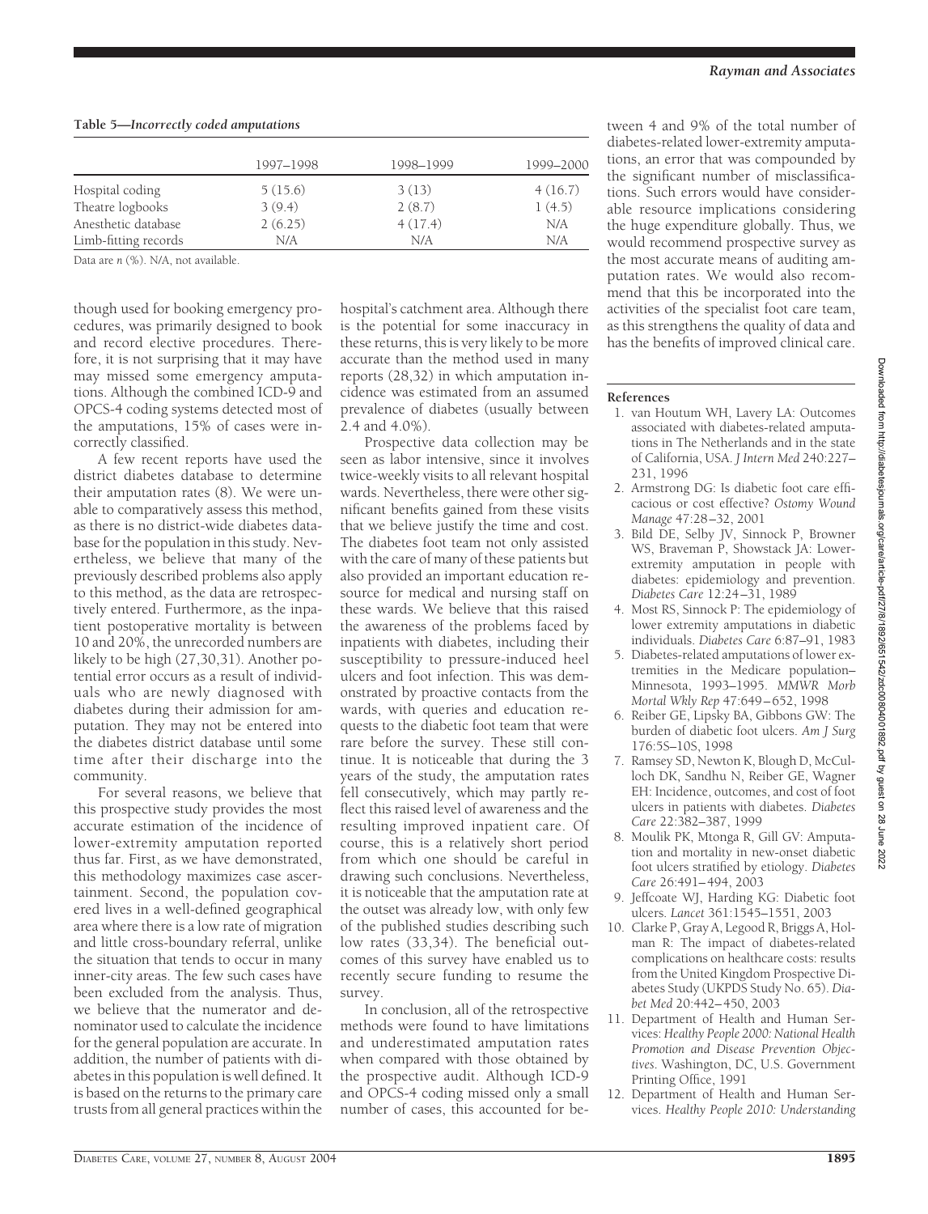**Table 5—Incorrectly coded amputations**

| | 1997–1998 | 1998–1999 | 1999–2000 |
|---|---|---|---|
| Hospital coding | 5 (15.6) | 3 (13) | 4 (16.7) |
| Theatre logbooks | 3 (9.4) | 2 (8.7) | 1 (4.5) |
| Anesthetic database | 2 (6.25) | 4 (17.4) | N/A |
| Limb-fitting records | N/A | N/A | N/A |

Data are *n* (%). N/A, not available.

though used for booking emergency procedures, was primarily designed to book and record elective procedures. Therefore, it is not surprising that it may have may missed some emergency amputations. Although the combined ICD-9 and OPCS-4 coding systems detected most of the amputations, 15% of cases were incorrectly classified.

A few recent reports have used the district diabetes database to determine their amputation rates (8). We were unable to comparatively assess this method, as there is no district-wide diabetes database for the population in this study. Nevertheless, we believe that many of the previously described problems also apply to this method, as the data are retrospectively entered. Furthermore, as the inpatient postoperative mortality is between 10 and 20%, the unrecorded numbers are likely to be high (27,30,31). Another potential error occurs as a result of individuals who are newly diagnosed with diabetes during their admission for amputation. They may not be entered into the diabetes district database until some time after their discharge into the community.

For several reasons, we believe that this prospective study provides the most accurate estimation of the incidence of lower-extremity amputation reported thus far. First, as we have demonstrated, this methodology maximizes case ascertainment. Second, the population covered lives in a well-defined geographical area where there is a low rate of migration and little cross-boundary referral, unlike the situation that tends to occur in many inner-city areas. The few such cases have been excluded from the analysis. Thus, we believe that the numerator and denominator used to calculate the incidence for the general population are accurate. In addition, the number of patients with diabetes in this population is well defined. It is based on the returns to the primary care trusts from all general practices within the hospital's catchment area. Although there is the potential for some inaccuracy in these returns, this is very likely to be more accurate than the method used in many reports (28,32) in which amputation incidence was estimated from an assumed prevalence of diabetes (usually between 2.4 and 4.0%).

Prospective data collection may be seen as labor intensive, since it involves twice-weekly visits to all relevant hospital wards. Nevertheless, there were other significant benefits gained from these visits that we believe justify the time and cost. The diabetes foot team not only assisted with the care of many of these patients but also provided an important education resource for medical and nursing staff on these wards. We believe that this raised the awareness of the problems faced by inpatients with diabetes, including their susceptibility to pressure-induced heel ulcers and foot infection. This was demonstrated by proactive contacts from the wards, with queries and education requests to the diabetic foot team that were rare before the survey. These still continue. It is noticeable that during the 3 years of the study, the amputation rates fell consecutively, which may partly reflect this raised level of awareness and the resulting improved inpatient care. Of course, this is a relatively short period from which one should be careful in drawing such conclusions. Nevertheless, it is noticeable that the amputation rate at the outset was already low, with only few of the published studies describing such low rates (33,34). The beneficial outcomes of this survey have enabled us to recently secure funding to resume the survey.

In conclusion, all of the retrospective methods were found to have limitations and underestimated amputation rates when compared with those obtained by the prospective audit. Although ICD-9 and OPCS-4 coding missed only a small number of cases, this accounted for between 4 and 9% of the total number of diabetes-related lower-extremity amputations, an error that was compounded by the significant number of misclassifications. Such errors would have considerable resource implications considering the huge expenditure globally. Thus, we would recommend prospective survey as the most accurate means of auditing amputation rates. We would also recommend that this be incorporated into the activities of the specialist foot care team, as this strengthens the quality of data and has the benefits of improved clinical care.

## References

1. van Houtum WH, Lavery LA: Outcomes associated with diabetes-related amputations in The Netherlands and in the state of California, USA. *J Intern Med* 240:227–231, 1996
2. Armstrong DG: Is diabetic foot care efficacious or cost effective? *Ostomy Wound Manage* 47:28–32, 2001
3. Bild DE, Selby JV, Sinnock P, Browner WS, Braveman P, Showstack JA: Lower-extremity amputation in people with diabetes: epidemiology and prevention. *Diabetes Care* 12:24–31, 1989
4. Most RS, Sinnock P: The epidemiology of lower extremity amputations in diabetic individuals. *Diabetes Care* 6:87–91, 1983
5. Diabetes-related amputations of lower extremities in the Medicare population–Minnesota, 1993–1995. *MMWR Morb Mortal Wkly Rep* 47:649–652, 1998
6. Reiber GE, Lipsky BA, Gibbons GW: The burden of diabetic foot ulcers. *Am J Surg* 176:5S–10S, 1998
7. Ramsey SD, Newton K, Blough D, McCulloch DK, Sandhu N, Reiber GE, Wagner EH: Incidence, outcomes, and cost of foot ulcers in patients with diabetes. *Diabetes Care* 22:382–387, 1999
8. Moulik PK, Mtonga R, Gill GV: Amputation and mortality in new-onset diabetic foot ulcers stratified by etiology. *Diabetes Care* 26:491–494, 2003
9. Jeffcoate WJ, Harding KG: Diabetic foot ulcers. *Lancet* 361:1545–1551, 2003
10. Clarke P, Gray A, Legood R, Briggs A, Holman R: The impact of diabetes-related complications on healthcare costs: results from the United Kingdom Prospective Diabetes Study (UKPDS Study No. 65). *Diabet Med* 20:442–450, 2003
11. Department of Health and Human Services: *Healthy People 2000: National Health Promotion and Disease Prevention Objectives*. Washington, DC, U.S. Government Printing Office, 1991
12. Department of Health and Human Services. *Healthy People 2010: Understanding*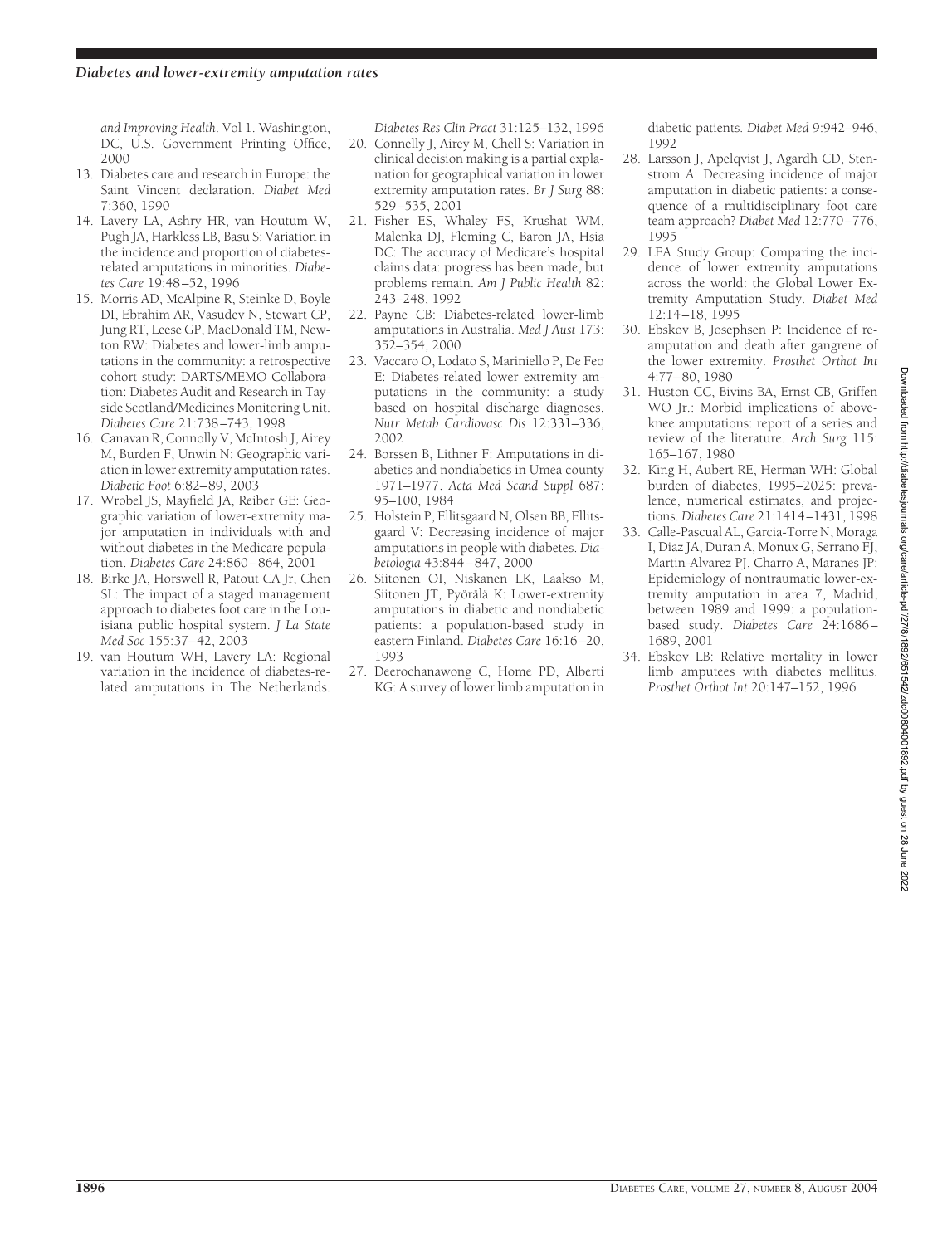*and Improving Health*. Vol 1. Washington, DC, U.S. Government Printing Office, 2000

13. Diabetes care and research in Europe: the Saint Vincent declaration. *Diabet Med* 7:360, 1990
14. Lavery LA, Ashry HR, van Houtum W, Pugh JA, Harkless LB, Basu S: Variation in the incidence and proportion of diabetes-related amputations in minorities. *Diabetes Care* 19:48–52, 1996
15. Morris AD, McAlpine R, Steinke D, Boyle DI, Ebrahim AR, Vasudev N, Stewart CP, Jung RT, Leese GP, MacDonald TM, Newton RW: Diabetes and lower-limb amputations in the community: a retrospective cohort study: DARTS/MEMO Collaboration: Diabetes Audit and Research in Tayside Scotland/Medicines Monitoring Unit. *Diabetes Care* 21:738–743, 1998
16. Canavan R, Connolly V, McIntosh J, Airey M, Burden F, Unwin N: Geographic variation in lower extremity amputation rates. *Diabetic Foot* 6:82–89, 2003
17. Wrobel JS, Mayfield JA, Reiber GE: Geographic variation of lower-extremity major amputation in individuals with and without diabetes in the Medicare population. *Diabetes Care* 24:860–864, 2001
18. Birke JA, Horswell R, Patout CA Jr, Chen SL: The impact of a staged management approach to diabetes foot care in the Louisiana public hospital system. *J La State Med Soc* 155:37–42, 2003
19. van Houtum WH, Lavery LA: Regional variation in the incidence of diabetes-related amputations in The Netherlands. *Diabetes Res Clin Pract* 31:125–132, 1996
20. Connelly J, Airey M, Chell S: Variation in clinical decision making is a partial explanation for geographical variation in lower extremity amputation rates. *Br J Surg* 88: 529–535, 2001
21. Fisher ES, Whaley FS, Krushat WM, Malenka DJ, Fleming C, Baron JA, Hsia DC: The accuracy of Medicare's hospital claims data: progress has been made, but problems remain. *Am J Public Health* 82: 243–248, 1992
22. Payne CB: Diabetes-related lower-limb amputations in Australia. *Med J Aust* 173: 352–354, 2000
23. Vaccaro O, Lodato S, Mariniello P, De Feo E: Diabetes-related lower extremity amputations in the community: a study based on hospital discharge diagnoses. *Nutr Metab Cardiovasc Dis* 12:331–336, 2002
24. Borssen B, Lithner F: Amputations in diabetics and nondiabetics in Umea county 1971–1977. *Acta Med Scand Suppl* 687: 95–100, 1984
25. Holstein P, Ellitsgaard N, Olsen BB, Ellitsgaard V: Decreasing incidence of major amputations in people with diabetes. *Diabetologia* 43:844–847, 2000
26. Siitonen OI, Niskanen LK, Laakso M, Siitonen JT, Pyörälä K: Lower-extremity amputations in diabetic and nondiabetic patients: a population-based study in eastern Finland. *Diabetes Care* 16:16–20, 1993
27. Deerochanawong C, Home PD, Alberti KG: A survey of lower limb amputation in diabetic patients. *Diabet Med* 9:942–946, 1992
28. Larsson J, Apelqvist J, Agardh CD, Stenstrom A: Decreasing incidence of major amputation in diabetic patients: a consequence of a multidisciplinary foot care team approach? *Diabet Med* 12:770–776, 1995
29. LEA Study Group: Comparing the incidence of lower extremity amputations across the world: the Global Lower Extremity Amputation Study. *Diabet Med* 12:14–18, 1995
30. Ebskov B, Josephsen P: Incidence of reamputation and death after gangrene of the lower extremity. *Prosthet Orthot Int* 4:77–80, 1980
31. Huston CC, Bivins BA, Ernst CB, Griffen WO Jr.: Morbid implications of above-knee amputations: report of a series and review of the literature. *Arch Surg* 115: 165–167, 1980
32. King H, Aubert RE, Herman WH: Global burden of diabetes, 1995–2025: prevalence, numerical estimates, and projections. *Diabetes Care* 21:1414–1431, 1998
33. Calle-Pascual AL, Garcia-Torre N, Moraga I, Diaz JA, Duran A, Monux G, Serrano FJ, Martin-Alvarez PJ, Charro A, Maranes JP: Epidemiology of nontraumatic lower-extremity amputation in area 7, Madrid, between 1989 and 1999: a population-based study. *Diabetes Care* 24:1686–1689, 2001
34. Ebskov LB: Relative mortality in lower limb amputees with diabetes mellitus. *Prosthet Orthot Int* 20:147–152, 1996